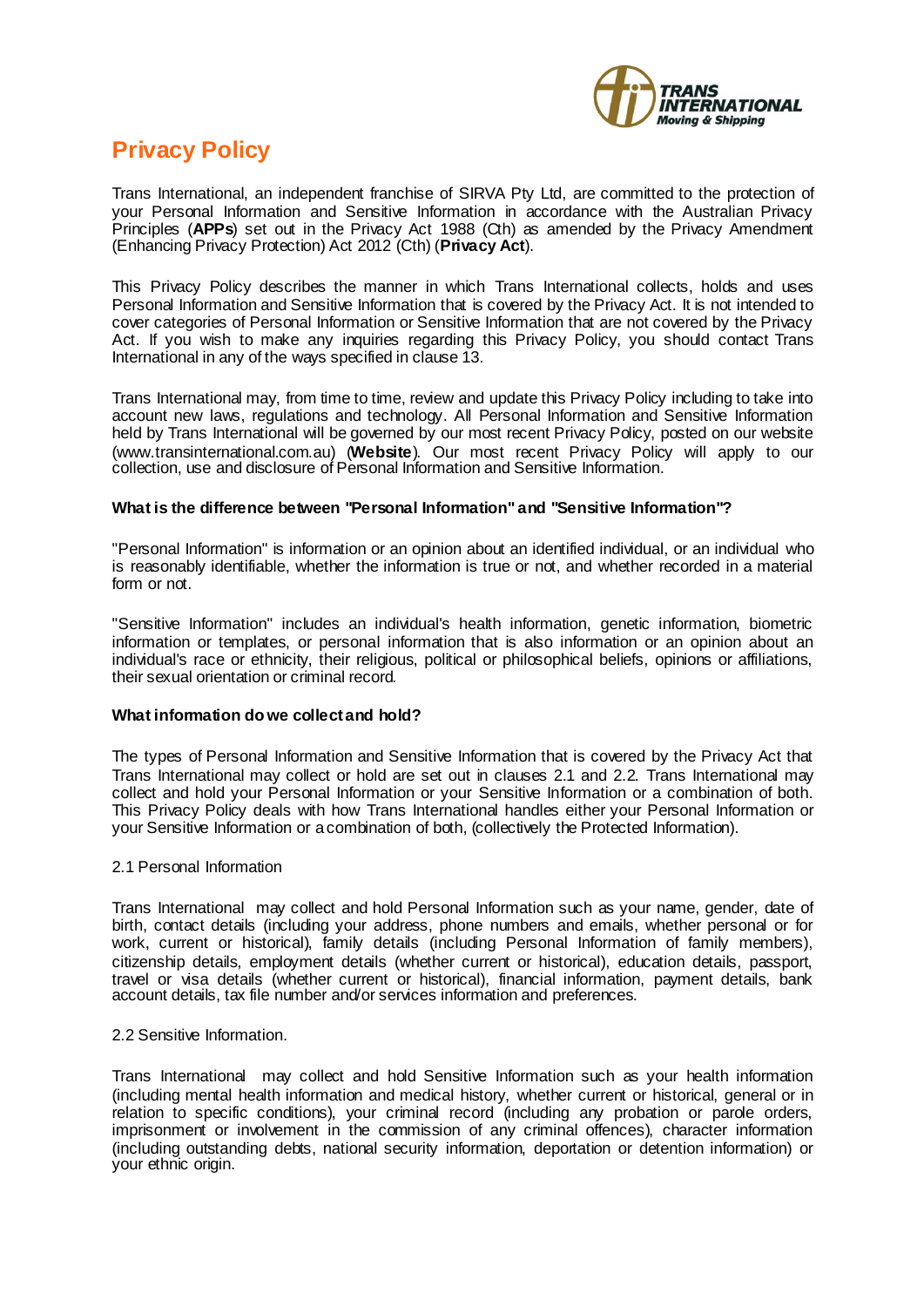# Privacy Policy

Trans International, an independent franchise of SIRVA Pty Ltd, are committed to the protection of your Personal Information and Sensitive Information in accordance with the Australian Privacy Principles (**APPs**) set out in the Privacy Act 1988 (Cth) as amended by the Privacy Amendment (Enhancing Privacy Protection) Act 2012 (Cth) (**Privacy Act**).

This Privacy Policy describes the manner in which Trans International collects, holds and uses Personal Information and Sensitive Information that is covered by the Privacy Act. It is not intended to cover categories of Personal Information or Sensitive Information that are not covered by the Privacy Act. If you wish to make any inquiries regarding this Privacy Policy, you should contact Trans International in any of the ways specified in clause 13.

Trans International may, from time to time, review and update this Privacy Policy including to take into account new laws, regulations and technology. All Personal Information and Sensitive Information held by Trans International will be governed by our most recent Privacy Policy, posted on our website (www.transinternational.com.au) (**Website**). Our most recent Privacy Policy will apply to our collection, use and disclosure of Personal Information and Sensitive Information.

**What is the difference between "Personal Information" and "Sensitive Information"?**

"Personal Information" is information or an opinion about an identified individual, or an individual who is reasonably identifiable, whether the information is true or not, and whether recorded in a material form or not.

"Sensitive Information" includes an individual's health information, genetic information, biometric information or templates, or personal information that is also information or an opinion about an individual's race or ethnicity, their religious, political or philosophical beliefs, opinions or affiliations, their sexual orientation or criminal record.

**What information do we collect and hold?**

The types of Personal Information and Sensitive Information that is covered by the Privacy Act that Trans International may collect or hold are set out in clauses 2.1 and 2.2. Trans International may collect and hold your Personal Information or your Sensitive Information or a combination of both. This Privacy Policy deals with how Trans International handles either your Personal Information or your Sensitive Information or a combination of both, (collectively the Protected Information).

2.1 Personal Information

Trans International may collect and hold Personal Information such as your name, gender, date of birth, contact details (including your address, phone numbers and emails, whether personal or for work, current or historical), family details (including Personal Information of family members), citizenship details, employment details (whether current or historical), education details, passport, travel or visa details (whether current or historical), financial information, payment details, bank account details, tax file number and/or services information and preferences.

2.2 Sensitive Information.

Trans International may collect and hold Sensitive Information such as your health information (including mental health information and medical history, whether current or historical, general or in relation to specific conditions), your criminal record (including any probation or parole orders, imprisonment or involvement in the commission of any criminal offences), character information (including outstanding debts, national security information, deportation or detention information) or your ethnic origin.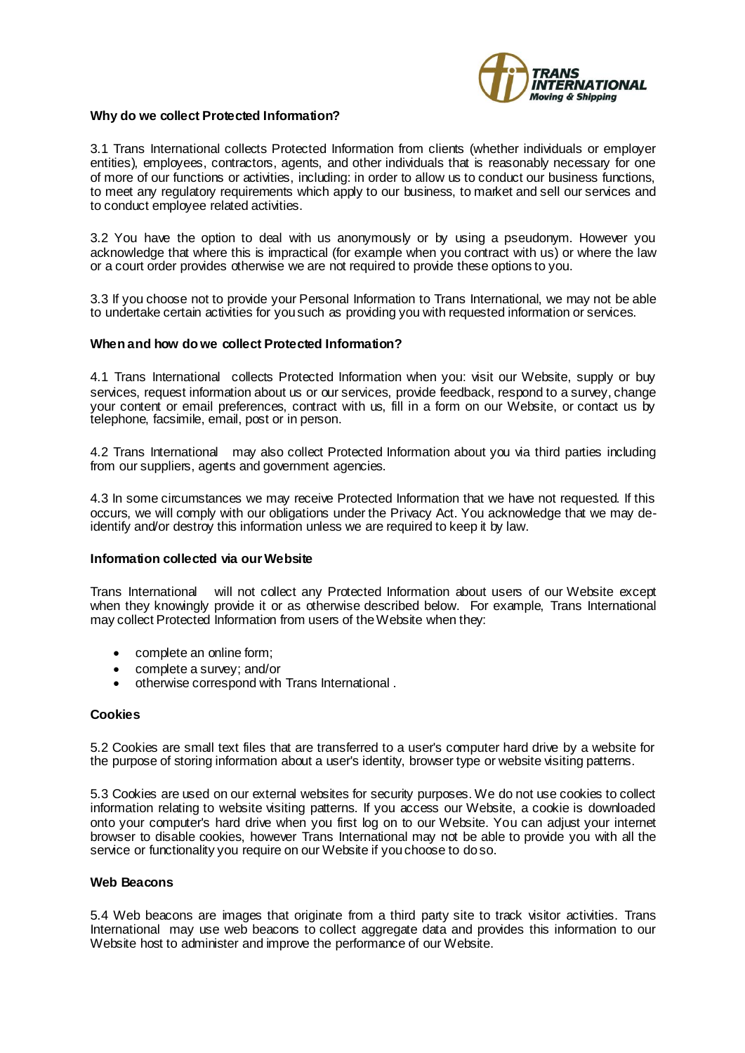**Why do we collect Protected Information?**

3.1 Trans International collects Protected Information from clients (whether individuals or employer entities), employees, contractors, agents, and other individuals that is reasonably necessary for one of more of our functions or activities, including: in order to allow us to conduct our business functions, to meet any regulatory requirements which apply to our business, to market and sell our services and to conduct employee related activities.

3.2 You have the option to deal with us anonymously or by using a pseudonym. However you acknowledge that where this is impractical (for example when you contract with us) or where the law or a court order provides otherwise we are not required to provide these options to you.

3.3 If you choose not to provide your Personal Information to Trans International, we may not be able to undertake certain activities for you such as providing you with requested information or services.

**When and how do we collect Protected Information?**

4.1 Trans International collects Protected Information when you: visit our Website, supply or buy services, request information about us or our services, provide feedback, respond to a survey, change your content or email preferences, contract with us, fill in a form on our Website, or contact us by telephone, facsimile, email, post or in person.

4.2 Trans International may also collect Protected Information about you via third parties including from our suppliers, agents and government agencies.

4.3 In some circumstances we may receive Protected Information that we have not requested. If this occurs, we will comply with our obligations under the Privacy Act. You acknowledge that we may de-identify and/or destroy this information unless we are required to keep it by law.

**Information collected via our Website**

Trans International will not collect any Protected Information about users of our Website except when they knowingly provide it or as otherwise described below. For example, Trans International may collect Protected Information from users of the Website when they:

- complete an online form;
- complete a survey; and/or
- otherwise correspond with Trans International .

**Cookies**

5.2 Cookies are small text files that are transferred to a user's computer hard drive by a website for the purpose of storing information about a user's identity, browser type or website visiting patterns.

5.3 Cookies are used on our external websites for security purposes. We do not use cookies to collect information relating to website visiting patterns. If you access our Website, a cookie is downloaded onto your computer's hard drive when you first log on to our Website. You can adjust your internet browser to disable cookies, however Trans International may not be able to provide you with all the service or functionality you require on our Website if you choose to do so.

**Web Beacons**

5.4 Web beacons are images that originate from a third party site to track visitor activities. Trans International may use web beacons to collect aggregate data and provides this information to our Website host to administer and improve the performance of our Website.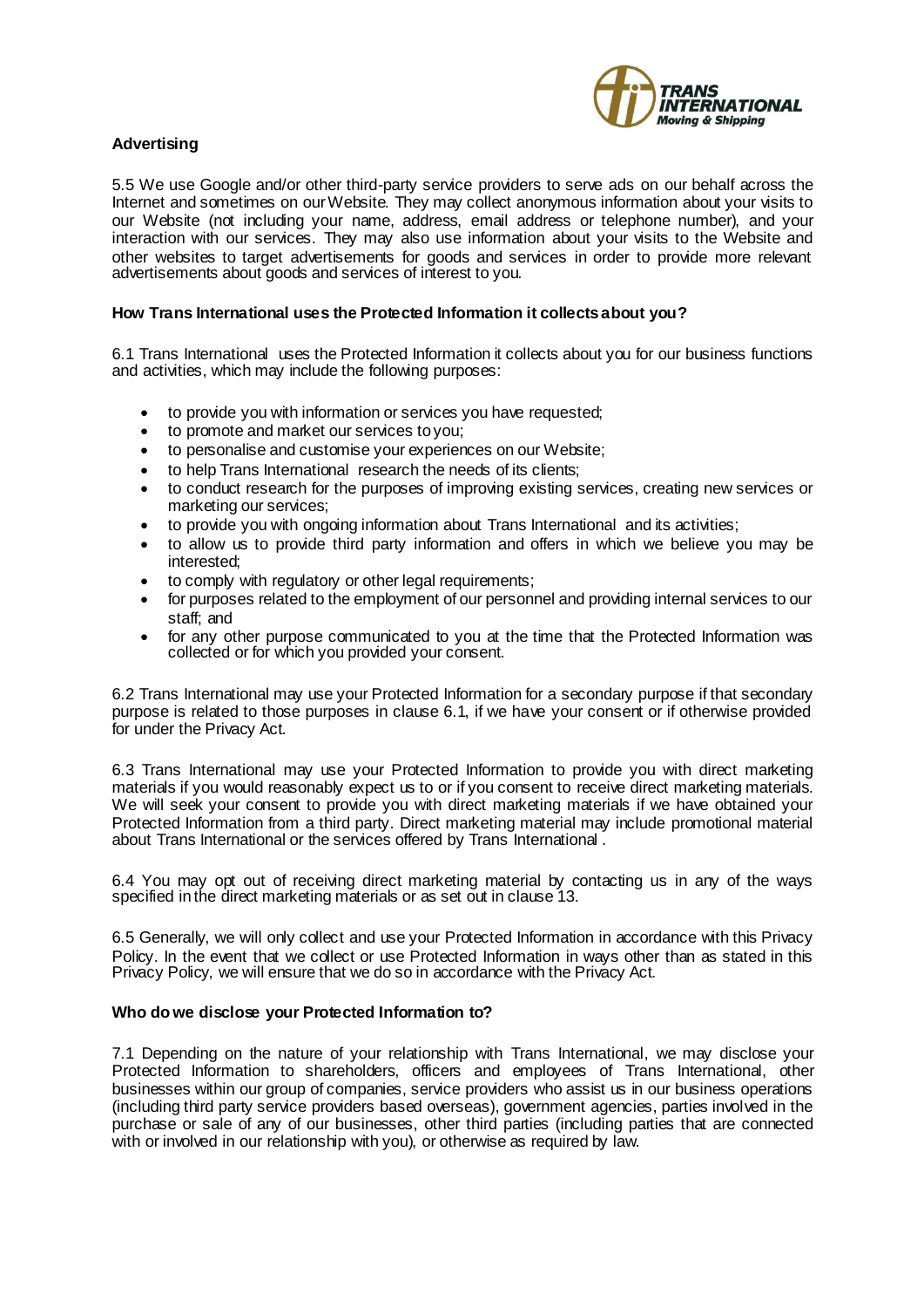## Advertising

5.5 We use Google and/or other third-party service providers to serve ads on our behalf across the Internet and sometimes on our Website. They may collect anonymous information about your visits to our Website (not including your name, address, email address or telephone number), and your interaction with our services. They may also use information about your visits to the Website and other websites to target advertisements for goods and services in order to provide more relevant advertisements about goods and services of interest to you.

## How Trans International uses the Protected Information it collects about you?

6.1 Trans International uses the Protected Information it collects about you for our business functions and activities, which may include the following purposes:

- to provide you with information or services you have requested;
- to promote and market our services to you;
- to personalise and customise your experiences on our Website;
- to help Trans International research the needs of its clients;
- to conduct research for the purposes of improving existing services, creating new services or marketing our services;
- to provide you with ongoing information about Trans International and its activities;
- to allow us to provide third party information and offers in which we believe you may be interested;
- to comply with regulatory or other legal requirements;
- for purposes related to the employment of our personnel and providing internal services to our staff; and
- for any other purpose communicated to you at the time that the Protected Information was collected or for which you provided your consent.

6.2 Trans International may use your Protected Information for a secondary purpose if that secondary purpose is related to those purposes in clause 6.1, if we have your consent or if otherwise provided for under the Privacy Act.

6.3 Trans International may use your Protected Information to provide you with direct marketing materials if you would reasonably expect us to or if you consent to receive direct marketing materials. We will seek your consent to provide you with direct marketing materials if we have obtained your Protected Information from a third party. Direct marketing material may include promotional material about Trans International or the services offered by Trans International .

6.4 You may opt out of receiving direct marketing material by contacting us in any of the ways specified in the direct marketing materials or as set out in clause 13.

6.5 Generally, we will only collect and use your Protected Information in accordance with this Privacy Policy. In the event that we collect or use Protected Information in ways other than as stated in this Privacy Policy, we will ensure that we do so in accordance with the Privacy Act.

## Who do we disclose your Protected Information to?

7.1 Depending on the nature of your relationship with Trans International, we may disclose your Protected Information to shareholders, officers and employees of Trans International, other businesses within our group of companies, service providers who assist us in our business operations (including third party service providers based overseas), government agencies, parties involved in the purchase or sale of any of our businesses, other third parties (including parties that are connected with or involved in our relationship with you), or otherwise as required by law.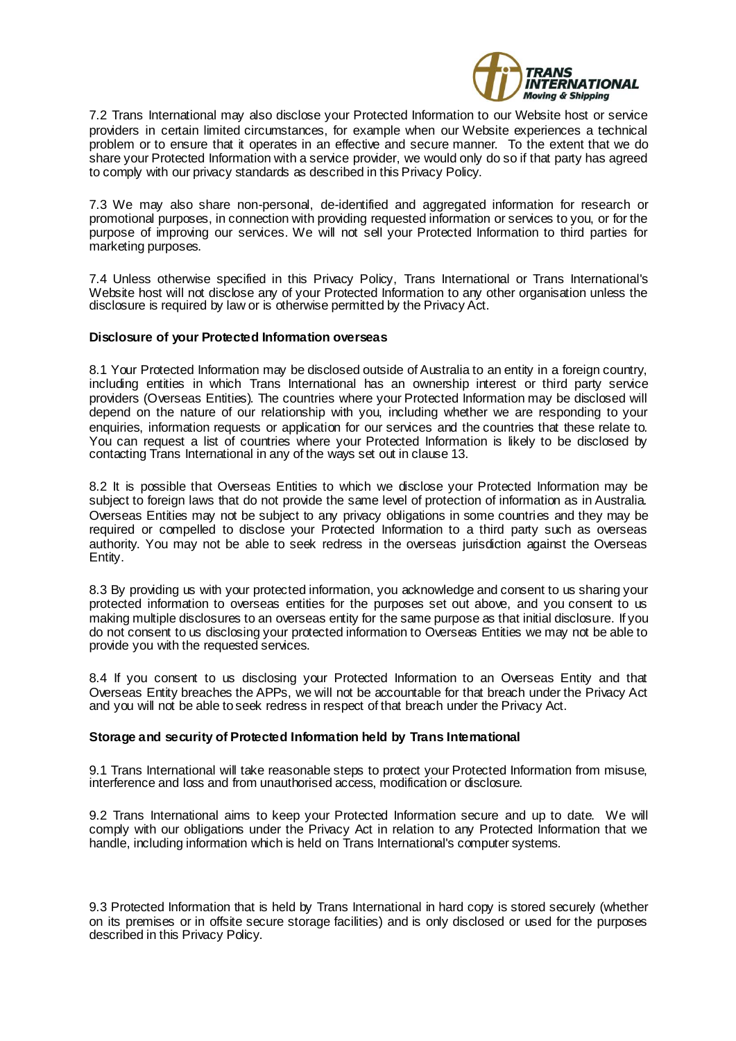7.2 Trans International may also disclose your Protected Information to our Website host or service providers in certain limited circumstances, for example when our Website experiences a technical problem or to ensure that it operates in an effective and secure manner. To the extent that we do share your Protected Information with a service provider, we would only do so if that party has agreed to comply with our privacy standards as described in this Privacy Policy.

7.3 We may also share non-personal, de-identified and aggregated information for research or promotional purposes, in connection with providing requested information or services to you, or for the purpose of improving our services. We will not sell your Protected Information to third parties for marketing purposes.

7.4 Unless otherwise specified in this Privacy Policy, Trans International or Trans International's Website host will not disclose any of your Protected Information to any other organisation unless the disclosure is required by law or is otherwise permitted by the Privacy Act.

**Disclosure of your Protected Information overseas**

8.1 Your Protected Information may be disclosed outside of Australia to an entity in a foreign country, including entities in which Trans International has an ownership interest or third party service providers (Overseas Entities). The countries where your Protected Information may be disclosed will depend on the nature of our relationship with you, including whether we are responding to your enquiries, information requests or application for our services and the countries that these relate to. You can request a list of countries where your Protected Information is likely to be disclosed by contacting Trans International in any of the ways set out in clause 13.

8.2 It is possible that Overseas Entities to which we disclose your Protected Information may be subject to foreign laws that do not provide the same level of protection of information as in Australia. Overseas Entities may not be subject to any privacy obligations in some countries and they may be required or compelled to disclose your Protected Information to a third party such as overseas authority. You may not be able to seek redress in the overseas jurisdiction against the Overseas Entity.

8.3 By providing us with your protected information, you acknowledge and consent to us sharing your protected information to overseas entities for the purposes set out above, and you consent to us making multiple disclosures to an overseas entity for the same purpose as that initial disclosure. If you do not consent to us disclosing your protected information to Overseas Entities we may not be able to provide you with the requested services.

8.4 If you consent to us disclosing your Protected Information to an Overseas Entity and that Overseas Entity breaches the APPs, we will not be accountable for that breach under the Privacy Act and you will not be able to seek redress in respect of that breach under the Privacy Act.

**Storage and security of Protected Information held by Trans International**

9.1 Trans International will take reasonable steps to protect your Protected Information from misuse, interference and loss and from unauthorised access, modification or disclosure.

9.2 Trans International aims to keep your Protected Information secure and up to date. We will comply with our obligations under the Privacy Act in relation to any Protected Information that we handle, including information which is held on Trans International's computer systems.

9.3 Protected Information that is held by Trans International in hard copy is stored securely (whether on its premises or in offsite secure storage facilities) and is only disclosed or used for the purposes described in this Privacy Policy.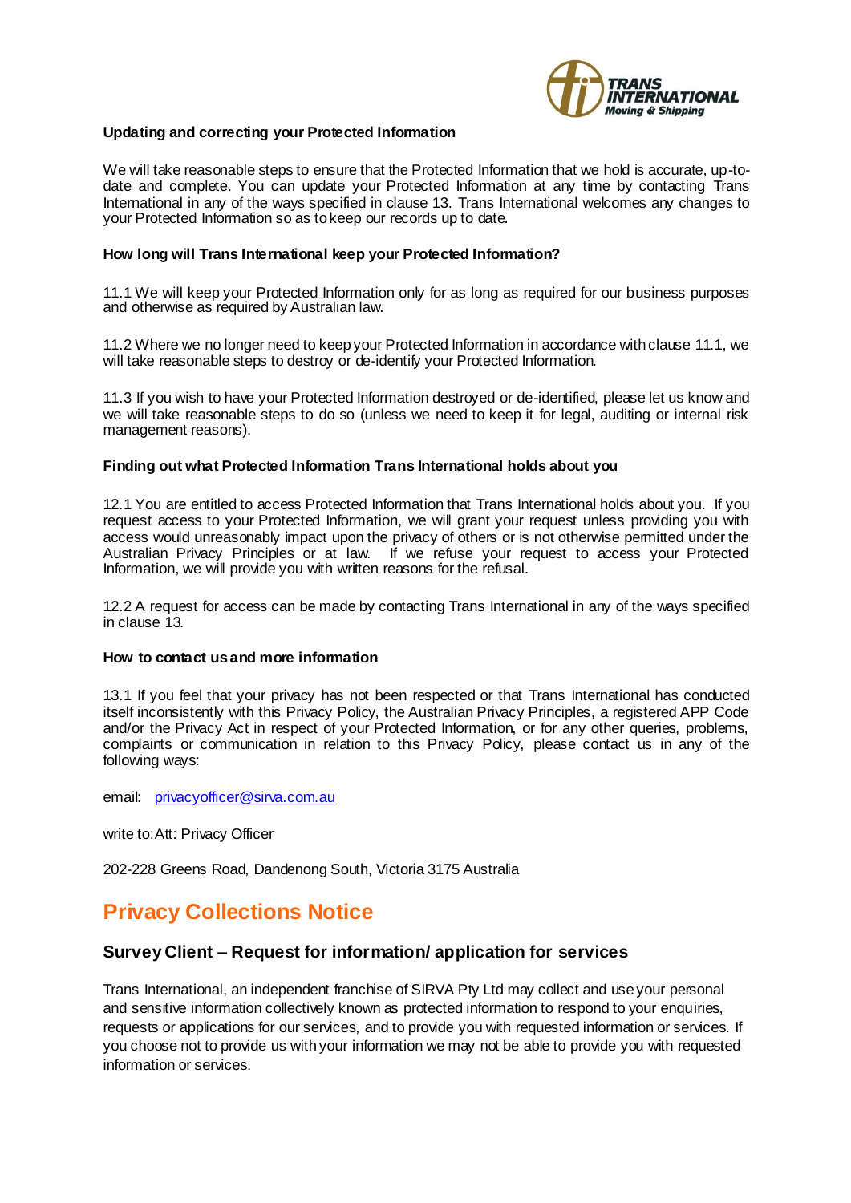**Updating and correcting your Protected Information**

We will take reasonable steps to ensure that the Protected Information that we hold is accurate, up-to-date and complete. You can update your Protected Information at any time by contacting Trans International in any of the ways specified in clause 13. Trans International welcomes any changes to your Protected Information so as to keep our records up to date.

**How long will Trans International keep your Protected Information?**

11.1 We will keep your Protected Information only for as long as required for our business purposes and otherwise as required by Australian law.

11.2 Where we no longer need to keep your Protected Information in accordance with clause 11.1, we will take reasonable steps to destroy or de-identify your Protected Information.

11.3 If you wish to have your Protected Information destroyed or de-identified, please let us know and we will take reasonable steps to do so (unless we need to keep it for legal, auditing or internal risk management reasons).

**Finding out what Protected Information Trans International holds about you**

12.1 You are entitled to access Protected Information that Trans International holds about you. If you request access to your Protected Information, we will grant your request unless providing you with access would unreasonably impact upon the privacy of others or is not otherwise permitted under the Australian Privacy Principles or at law. If we refuse your request to access your Protected Information, we will provide you with written reasons for the refusal.

12.2 A request for access can be made by contacting Trans International in any of the ways specified in clause 13.

**How to contact us and more information**

13.1 If you feel that your privacy has not been respected or that Trans International has conducted itself inconsistently with this Privacy Policy, the Australian Privacy Principles, a registered APP Code and/or the Privacy Act in respect of your Protected Information, or for any other queries, problems, complaints or communication in relation to this Privacy Policy, please contact us in any of the following ways:

email: privacyofficer@sirva.com.au

write to: Att: Privacy Officer

202-228 Greens Road, Dandenong South, Victoria 3175 Australia

# Privacy Collections Notice

## Survey Client – Request for information/ application for services

Trans International, an independent franchise of SIRVA Pty Ltd may collect and use your personal and sensitive information collectively known as protected information to respond to your enquiries, requests or applications for our services, and to provide you with requested information or services. If you choose not to provide us with your information we may not be able to provide you with requested information or services.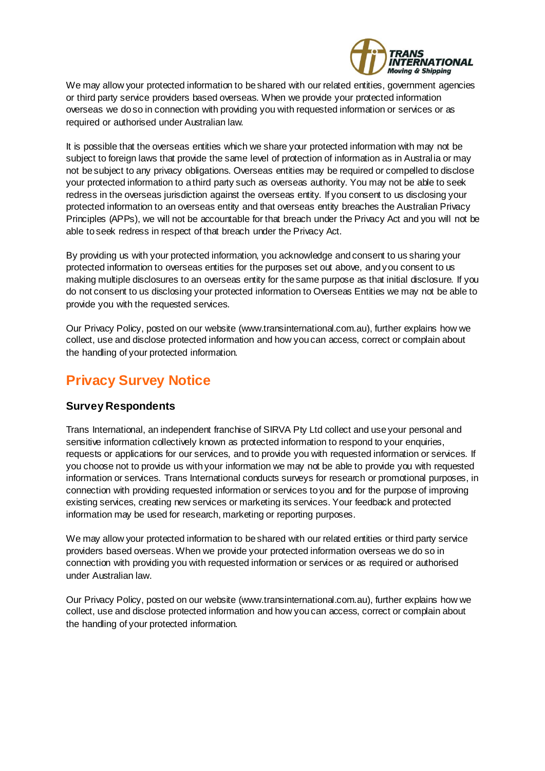We may allow your protected information to be shared with our related entities, government agencies or third party service providers based overseas. When we provide your protected information overseas we do so in connection with providing you with requested information or services or as required or authorised under Australian law.

It is possible that the overseas entities which we share your protected information with may not be subject to foreign laws that provide the same level of protection of information as in Australia or may not be subject to any privacy obligations. Overseas entities may be required or compelled to disclose your protected information to a third party such as overseas authority. You may not be able to seek redress in the overseas jurisdiction against the overseas entity. If you consent to us disclosing your protected information to an overseas entity and that overseas entity breaches the Australian Privacy Principles (APPs), we will not be accountable for that breach under the Privacy Act and you will not be able to seek redress in respect of that breach under the Privacy Act.

By providing us with your protected information, you acknowledge and consent to us sharing your protected information to overseas entities for the purposes set out above, and you consent to us making multiple disclosures to an overseas entity for the same purpose as that initial disclosure. If you do not consent to us disclosing your protected information to Overseas Entities we may not be able to provide you with the requested services.

Our Privacy Policy, posted on our website (www.transinternational.com.au), further explains how we collect, use and disclose protected information and how you can access, correct or complain about the handling of your protected information.

## Privacy Survey Notice

### Survey Respondents

Trans International, an independent franchise of SIRVA Pty Ltd collect and use your personal and sensitive information collectively known as protected information to respond to your enquiries, requests or applications for our services, and to provide you with requested information or services. If you choose not to provide us with your information we may not be able to provide you with requested information or services. Trans International conducts surveys for research or promotional purposes, in connection with providing requested information or services to you and for the purpose of improving existing services, creating new services or marketing its services. Your feedback and protected information may be used for research, marketing or reporting purposes.

We may allow your protected information to be shared with our related entities or third party service providers based overseas. When we provide your protected information overseas we do so in connection with providing you with requested information or services or as required or authorised under Australian law.

Our Privacy Policy, posted on our website (www.transinternational.com.au), further explains how we collect, use and disclose protected information and how you can access, correct or complain about the handling of your protected information.